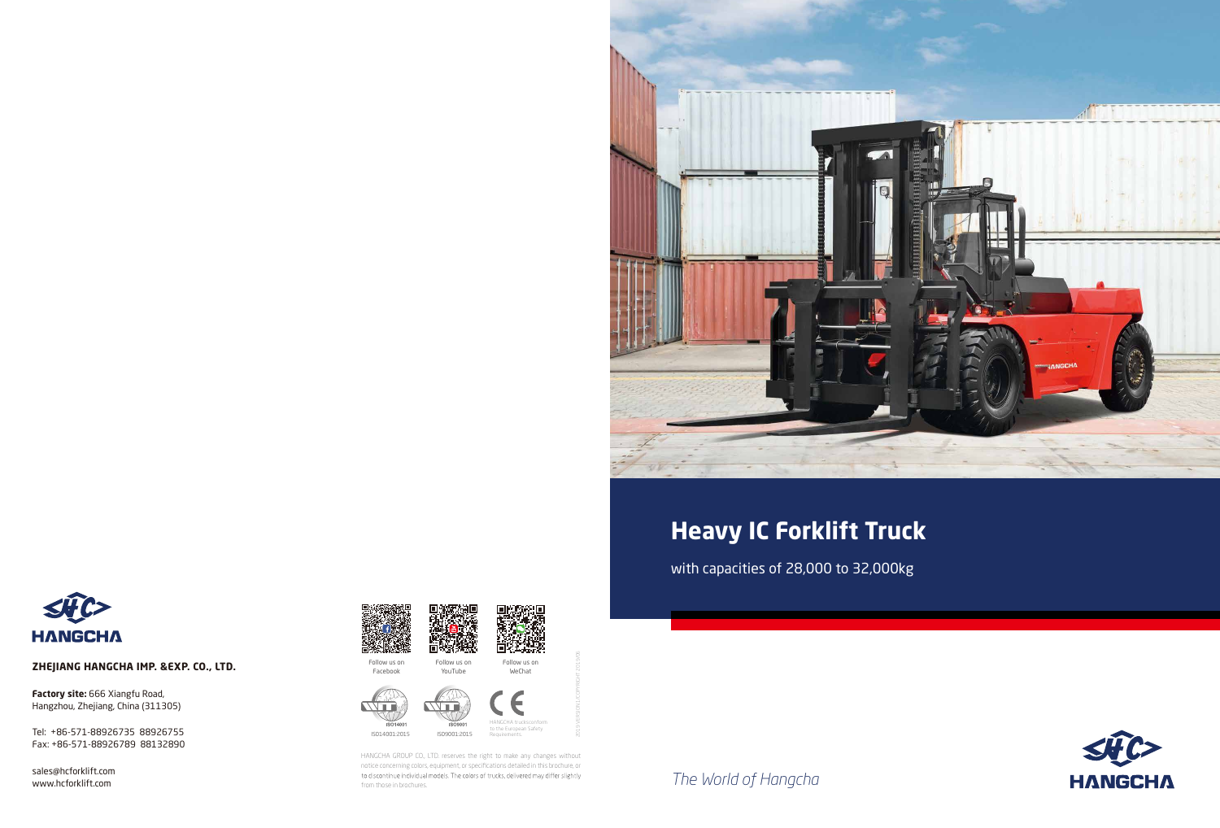# Heavy IC Forklift Truck

with capacities of 28,000 to 32,000kg

*The World of Hangcha*

HANGCHA

**ZHEJIANG HANGCHA IMP. &EXP. CO., LTD.**

**Factory site:** 666 Xiangfu Road, Hangzhou, Zhejiang, China (311305)

Tel: +86-571-88926735 88926755
Fax: +86-571-88926789 88132890

sales@hcforklift.com
www.hcforklift.com

Follow us on Facebook

Follow us on YouTube

Follow us on WeChat

ISO14001:2015

ISO9001:2015

HANGCHA trucks conform to the European Safety Requirements.

HANGCHA GROUP CO., LTD. reserves the right to make any changes without notice concerning colors, equipment, or specifications detailed in this brochure, or to discontinue individual models. The colors of trucks, delivered may differ slightly from those in brochures.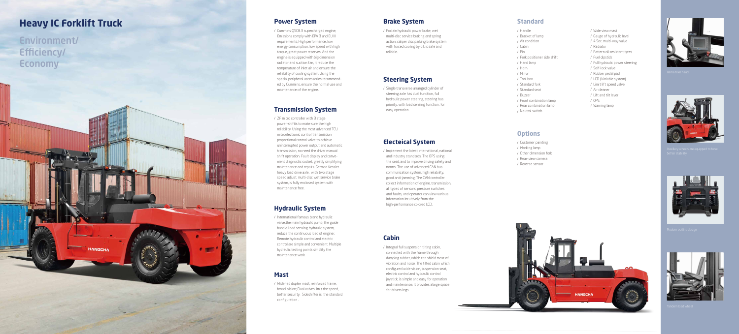# Heavy IC Forklift Truck

## Environment/ Efficiency/ Economy

## Power System

/ Cummins QSC8.3 supercharged engine, Emissions comply with EPA 3 and EU III requirements; High performance, low energy consumption, low speed with high torque, great power reserves. And the engine is equipped with big dimension radiator and suction fan, it reduce the temperature of inlet air and ensure the reliability of cooling system. Using the special peripheral accessories recommended by Cummins, ensure the normal use and maintenance of the engine.

## Transmission System

/ ZF micro controller with 3 stage power-shiftis to make sure the high reliability. Using the most advanced TCU microelectronic control transmission proportional control valve to achieve uninterrupted power output and automatic transmission, no need the driver manual shift operation. Fault display and convenient diagnostic socket, greatly simplifying maintenance and repairs. German Kessler heavy load drive axle, with two stage speed adjust, multi-disc wet service brake system, is fully enclosed system with maintenance free.

## Hydraulic System

/ International famous brand hydraulic valve,the main hydraulic pump, the guide handle.Load sensing hydraulic system, reduce the continuous load of engine ; Remote hydraulic control and electric control are simple and convenient. Multiple hydraulic testing points simplify the maintenance work.

## Mast

/ Widened duplex mast, reinforced frame, broad vision; Dual valves limit the speed, better security. Sideshifter is the standard configuration .

## Brake System

/ Poclain hydraulic power brake, wet multi-disc service braking and spring action, caliper disc parking brake system with forced cooling by oil, is safe and reliable.

## Steering System

/ Single transverse arranged cylinder of steering axle has dual function, full hydraulic power steering, steering has priority, with load sensing function, for easy operation.

## Electeical System

/ Implement the latest international, national and industry standards. The OPS using the seat, and to improve driving safety and norms. The use of advanced CAN bus communication system, high reliability, good anti-jamming; The CAN controller collect information of engine, transmission, all types of sensors, pressure switches and faults, and operator can view various information intuitively from the high-performance colored LCD.

## Cabin

/ Integral full suspension tilting cabin, connected with the frame through damping rubber, which can shield most of vibration and noise. The tilted cabin which configured wide vision, suspension seat, electric control and hydraulic control joystick, is simple and easy for operation and maintenance. It provides alarge space for drivers legs.

## Standard

/ Handle
/ Bracket of lamp
/ Air condition
/ Cabin
/ Pin
/ Fork positioner side shift
/ Hand lamp
/ Horn
/ Mirror
/ Tool box
/ Standard fork
/ Standard seat
/ Buzzer
/ Front combination lamp
/ Rear combination lamp
/ Neutral switch
/ Wide view mast
/ Gauge of hydraulic level
/ 4 Sec. multi-way valve
/ Radiator
/ Pattern oil-resistant tyres
/ Fuel dipstick
/ Full hydraulic power steering
/ Self-lock valve
/ Rubber pedal pad
/ LCD (Variable system)
/ Limit lift speed valve
/ Air cleaner
/ Lift and tilt lever
/ OPS
/ Warning lamp

## Options

/ Customer painting
/ Working lamp
/ Other dimension fork
/ Rear-view camera
/ Reverse sensor

Bump tilte head

Auxiliary wheels are equipped to have better stability

Modern outline design

Tandem load wheel